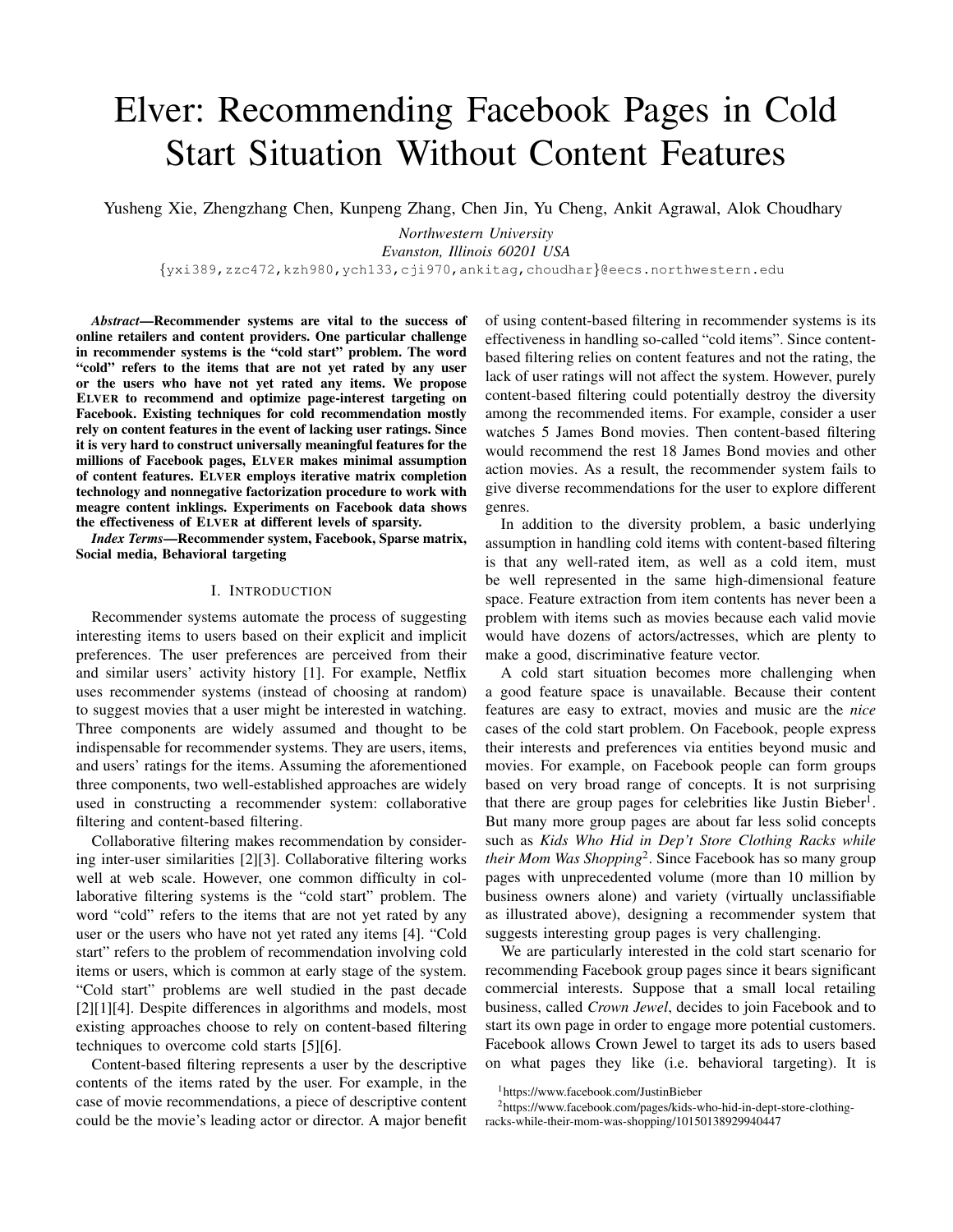# Elver: Recommending Facebook Pages in Cold Start Situation Without Content Features

Yusheng Xie, Zhengzhang Chen, Kunpeng Zhang, Chen Jin, Yu Cheng, Ankit Agrawal, Alok Choudhary

*Northwestern University*
*Evanston, Illinois 60201 USA*
{yxi389,zzc472,kzh980,ych133,cji970,ankitag,choudhar}@eecs.northwestern.edu

***Abstract*—Recommender systems are vital to the success of online retailers and content providers. One particular challenge in recommender systems is the "cold start" problem. The word "cold" refers to the items that are not yet rated by any user or the users who have not yet rated any items. We propose ELVER to recommend and optimize page-interest targeting on Facebook. Existing techniques for cold recommendation mostly rely on content features in the event of lacking user ratings. Since it is very hard to construct universally meaningful features for the millions of Facebook pages, ELVER makes minimal assumption of content features. ELVER employs iterative matrix completion technology and nonnegative factorization procedure to work with meagre content inklings. Experiments on Facebook data shows the effectiveness of ELVER at different levels of sparsity.**

***Index Terms*—Recommender system, Facebook, Sparse matrix, Social media, Behavioral targeting**

## I. Introduction

Recommender systems automate the process of suggesting interesting items to users based on their explicit and implicit preferences. The user preferences are perceived from their and similar users' activity history [1]. For example, Netflix uses recommender systems (instead of choosing at random) to suggest movies that a user might be interested in watching. Three components are widely assumed and thought to be indispensable for recommender systems. They are users, items, and users' ratings for the items. Assuming the aforementioned three components, two well-established approaches are widely used in constructing a recommender system: collaborative filtering and content-based filtering.

Collaborative filtering makes recommendation by considering inter-user similarities [2][3]. Collaborative filtering works well at web scale. However, one common difficulty in collaborative filtering systems is the "cold start" problem. The word "cold" refers to the items that are not yet rated by any user or the users who have not yet rated any items [4]. "Cold start" refers to the problem of recommendation involving cold items or users, which is common at early stage of the system. "Cold start" problems are well studied in the past decade [2][1][4]. Despite differences in algorithms and models, most existing approaches choose to rely on content-based filtering techniques to overcome cold starts [5][6].

Content-based filtering represents a user by the descriptive contents of the items rated by the user. For example, in the case of movie recommendations, a piece of descriptive content could be the movie's leading actor or director. A major benefit of using content-based filtering in recommender systems is its effectiveness in handling so-called "cold items". Since content-based filtering relies on content features and not the rating, the lack of user ratings will not affect the system. However, purely content-based filtering could potentially destroy the diversity among the recommended items. For example, consider a user watches 5 James Bond movies. Then content-based filtering would recommend the rest 18 James Bond movies and other action movies. As a result, the recommender system fails to give diverse recommendations for the user to explore different genres.

In addition to the diversity problem, a basic underlying assumption in handling cold items with content-based filtering is that any well-rated item, as well as a cold item, must be well represented in the same high-dimensional feature space. Feature extraction from item contents has never been a problem with items such as movies because each valid movie would have dozens of actors/actresses, which are plenty to make a good, discriminative feature vector.

A cold start situation becomes more challenging when a good feature space is unavailable. Because their content features are easy to extract, movies and music are the *nice* cases of the cold start problem. On Facebook, people express their interests and preferences via entities beyond music and movies. For example, on Facebook people can form groups based on very broad range of concepts. It is not surprising that there are group pages for celebrities like Justin Bieber[1]. But many more group pages are about far less solid concepts such as *Kids Who Hid in Dep't Store Clothing Racks while their Mom Was Shopping*[2]. Since Facebook has so many group pages with unprecedented volume (more than 10 million by business owners alone) and variety (virtually unclassifiable as illustrated above), designing a recommender system that suggests interesting group pages is very challenging.

We are particularly interested in the cold start scenario for recommending Facebook group pages since it bears significant commercial interests. Suppose that a small local retailing business, called *Crown Jewel*, decides to join Facebook and to start its own page in order to engage more potential customers. Facebook allows Crown Jewel to target its ads to users based on what pages they like (i.e. behavioral targeting). It is

[1] https://www.facebook.com/JustinBieber

[2] https://www.facebook.com/pages/kids-who-hid-in-dept-store-clothing-racks-while-their-mom-was-shopping/10150138929940447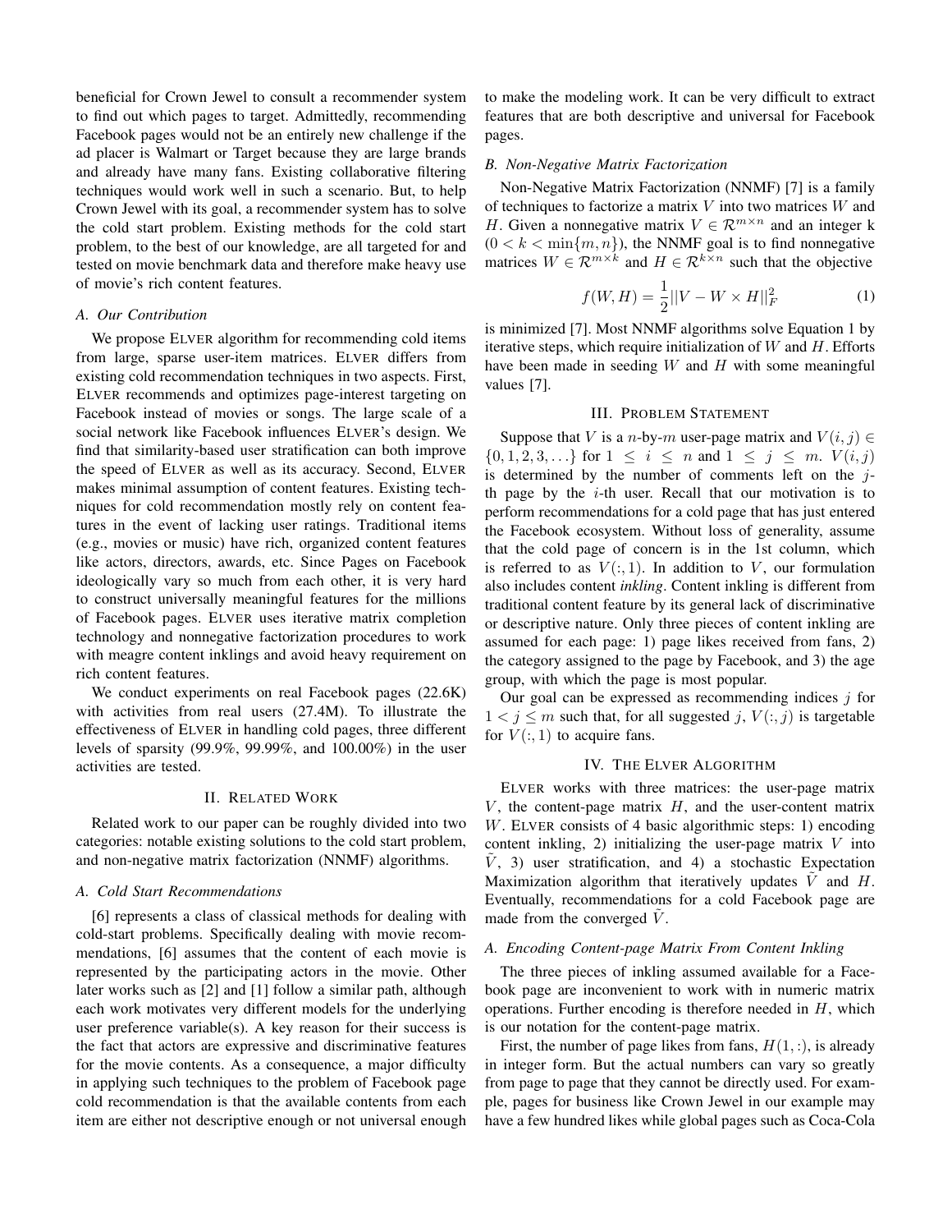beneficial for Crown Jewel to consult a recommender system to find out which pages to target. Admittedly, recommending Facebook pages would not be an entirely new challenge if the ad placer is Walmart or Target because they are large brands and already have many fans. Existing collaborative filtering techniques would work well in such a scenario. But, to help Crown Jewel with its goal, a recommender system has to solve the cold start problem. Existing methods for the cold start problem, to the best of our knowledge, are all targeted for and tested on movie benchmark data and therefore make heavy use of movie's rich content features.

### A. Our Contribution

We propose ELVER algorithm for recommending cold items from large, sparse user-item matrices. ELVER differs from existing cold recommendation techniques in two aspects. First, ELVER recommends and optimizes page-interest targeting on Facebook instead of movies or songs. The large scale of a social network like Facebook influences ELVER's design. We find that similarity-based user stratification can both improve the speed of ELVER as well as its accuracy. Second, ELVER makes minimal assumption of content features. Existing techniques for cold recommendation mostly rely on content features in the event of lacking user ratings. Traditional items (e.g., movies or music) have rich, organized content features like actors, directors, awards, etc. Since Pages on Facebook ideologically vary so much from each other, it is very hard to construct universally meaningful features for the millions of Facebook pages. ELVER uses iterative matrix completion technology and nonnegative factorization procedures to work with meagre content inklings and avoid heavy requirement on rich content features.

We conduct experiments on real Facebook pages (22.6K) with activities from real users (27.4M). To illustrate the effectiveness of ELVER in handling cold pages, three different levels of sparsity (99.9%, 99.99%, and 100.00%) in the user activities are tested.

## II. Related Work

Related work to our paper can be roughly divided into two categories: notable existing solutions to the cold start problem, and non-negative matrix factorization (NNMF) algorithms.

### A. Cold Start Recommendations

[6] represents a class of classical methods for dealing with cold-start problems. Specifically dealing with movie recommendations, [6] assumes that the content of each movie is represented by the participating actors in the movie. Other later works such as [2] and [1] follow a similar path, although each work motivates very different models for the underlying user preference variable(s). A key reason for their success is the fact that actors are expressive and discriminative features for the movie contents. As a consequence, a major difficulty in applying such techniques to the problem of Facebook page cold recommendation is that the available contents from each item are either not descriptive enough or not universal enough to make the modeling work. It can be very difficult to extract features that are both descriptive and universal for Facebook pages.

### B. Non-Negative Matrix Factorization

Non-Negative Matrix Factorization (NNMF) [7] is a family of techniques to factorize a matrix $V$ into two matrices $W$ and $H$. Given a nonnegative matrix $V \in \mathcal{R}^{m \times n}$ and an integer k ($0 < k < \min\{m, n\}$), the NNMF goal is to find nonnegative matrices $W \in \mathcal{R}^{m \times k}$ and $H \in \mathcal{R}^{k \times n}$ such that the objective

$$f(W, H) = \frac{1}{2}||V - W \times H||_F^2 \tag{1}$$

is minimized [7]. Most NNMF algorithms solve Equation 1 by iterative steps, which require initialization of $W$ and $H$. Efforts have been made in seeding $W$ and $H$ with some meaningful values [7].

## III. Problem Statement

Suppose that $V$ is a $n$-by-$m$ user-page matrix and $V(i, j) \in \{0, 1, 2, 3, \ldots\}$ for $1 \leq i \leq n$ and $1 \leq j \leq m$. $V(i, j)$ is determined by the number of comments left on the $j$-th page by the $i$-th user. Recall that our motivation is to perform recommendations for a cold page that has just entered the Facebook ecosystem. Without loss of generality, assume that the cold page of concern is in the 1st column, which is referred to as $V(:, 1)$. In addition to $V$, our formulation also includes content *inkling*. Content inkling is different from traditional content feature by its general lack of discriminative or descriptive nature. Only three pieces of content inkling are assumed for each page: 1) page likes received from fans, 2) the category assigned to the page by Facebook, and 3) the age group, with which the page is most popular.

Our goal can be expressed as recommending indices $j$ for $1 < j \leq m$ such that, for all suggested $j$, $V(:, j)$ is targetable for $V(:, 1)$ to acquire fans.

## IV. The Elver Algorithm

ELVER works with three matrices: the user-page matrix $V$, the content-page matrix $H$, and the user-content matrix $W$. ELVER consists of 4 basic algorithmic steps: 1) encoding content inkling, 2) initializing the user-page matrix $V$ into $\tilde{V}$, 3) user stratification, and 4) a stochastic Expectation Maximization algorithm that iteratively updates $\tilde{V}$ and $H$. Eventually, recommendations for a cold Facebook page are made from the converged $\tilde{V}$.

### A. Encoding Content-page Matrix From Content Inkling

The three pieces of inkling assumed available for a Facebook page are inconvenient to work with in numeric matrix operations. Further encoding is therefore needed in $H$, which is our notation for the content-page matrix.

First, the number of page likes from fans, $H(1, :)$, is already in integer form. But the actual numbers can vary so greatly from page to page that they cannot be directly used. For example, pages for business like Crown Jewel in our example may have a few hundred likes while global pages such as Coca-Cola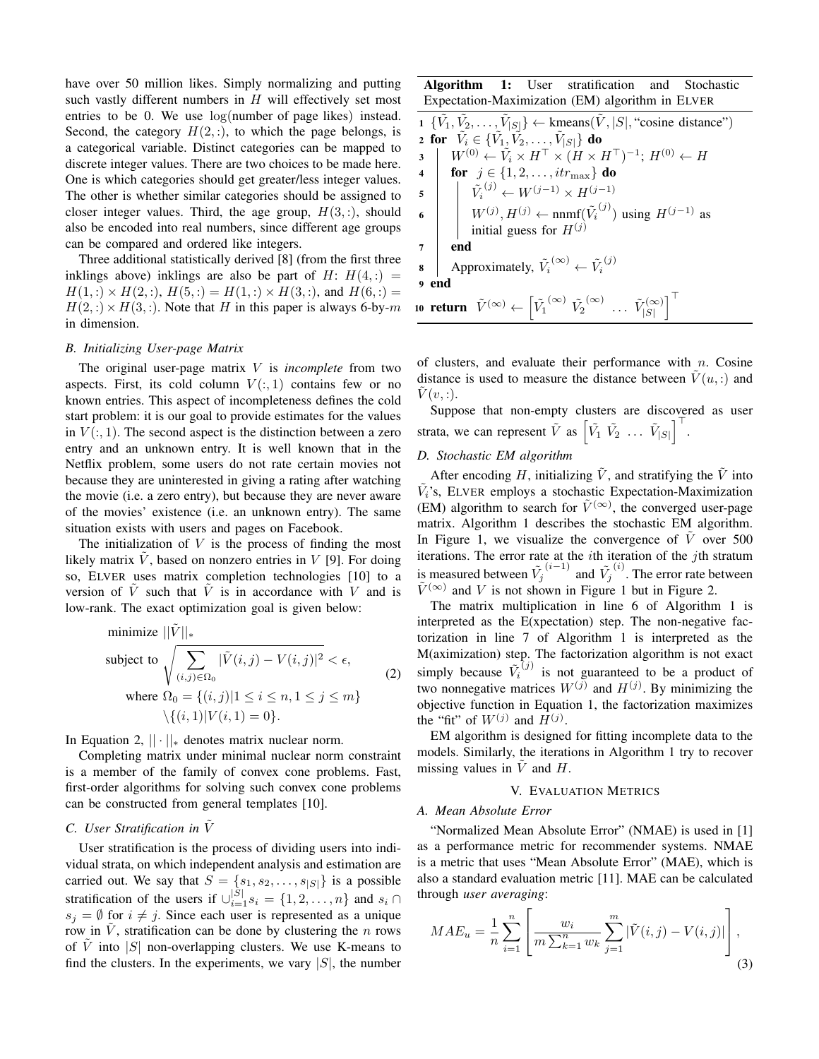have over 50 million likes. Simply normalizing and putting such vastly different numbers in $H$ will effectively set most entries to be 0. We use $\log$(number of page likes) instead. Second, the category $H(2,:)$, to which the page belongs, is a categorical variable. Distinct categories can be mapped to discrete integer values. There are two choices to be made here. One is which categories should get greater/less integer values. The other is whether similar categories should be assigned to closer integer values. Third, the age group, $H(3,:)$, should also be encoded into real numbers, since different age groups can be compared and ordered like integers.

Three additional statistically derived [8] (from the first three inklings above) inklings are also be part of $H$: $H(4,:) = H(1,:) \times H(2,:)$, $H(5,:) = H(1,:) \times H(3,:)$, and $H(6,:) = H(2,:) \times H(3,:)$. Note that $H$ in this paper is always 6-by-$m$ in dimension.

### B. Initializing User-page Matrix

The original user-page matrix $V$ is *incomplete* from two aspects. First, its cold column $V(:,1)$ contains few or no known entries. This aspect of incompleteness defines the cold start problem: it is our goal to provide estimates for the values in $V(:,1)$. The second aspect is the distinction between a zero entry and an unknown entry. It is well known that in the Netflix problem, some users do not rate certain movies not because they are uninterested in giving a rating after watching the movie (i.e. a zero entry), but because they are never aware of the movies' existence (i.e. an unknown entry). The same situation exists with users and pages on Facebook.

The initialization of $V$ is the process of finding the most likely matrix $\tilde{V}$, based on nonzero entries in $V$ [9]. For doing so, ELVER uses matrix completion technologies [10] to a version of $\tilde{V}$ such that $\tilde{V}$ is in accordance with $V$ and is low-rank. The exact optimization goal is given below:

$$
\begin{aligned}
&\text{minimize } ||\tilde{V}||_* \\
&\text{subject to } \sqrt{\sum_{(i,j)\in\Omega_0} |\tilde{V}(i,j) - V(i,j)|^2} < \epsilon, \\
&\text{where } \Omega_0 = \{(i,j) | 1 \le i \le n, 1 \le j \le m\} \\
&\qquad \backslash \{(i,1) | V(i,1) = 0\}.
\end{aligned}
\tag{2}
$$

In Equation 2, $||\cdot||_*$ denotes matrix nuclear norm.

Completing matrix under minimal nuclear norm constraint is a member of the family of convex cone problems. Fast, first-order algorithms for solving such convex cone problems can be constructed from general templates [10].

### C. User Stratification in $\tilde{V}$

User stratification is the process of dividing users into individual strata, on which independent analysis and estimation are carried out. We say that $S = \{s_1, s_2, \ldots, s_{|S|}\}$ is a possible stratification of the users if $\cup_{i=1}^{|S|} s_i = \{1, 2, \ldots, n\}$ and $s_i \cap s_j = \emptyset$ for $i \neq j$. Since each user is represented as a unique row in $\tilde{V}$, stratification can be done by clustering the $n$ rows of $\tilde{V}$ into $|S|$ non-overlapping clusters. We use K-means to find the clusters. In the experiments, we vary $|S|$, the number of clusters, and evaluate their performance with $n$. Cosine distance is used to measure the distance between $\tilde{V}(u,:)$ and $\tilde{V}(v,:)$.

Suppose that non-empty clusters are discovered as user strata, we can represent $\tilde{V}$ as $\left[\tilde{V}_1 \ \tilde{V}_2 \ \ldots \ \tilde{V}_{|S|}\right]^\top$.

**Algorithm 1:** User stratification and Stochastic Expectation-Maximization (EM) algorithm in ELVER

```
1  {Ṽ_1, Ṽ_2, ..., Ṽ_|S|} ← kmeans(Ṽ, |S|, "cosine distance")
2  for Ṽ_i ∈ {Ṽ_1, Ṽ_2, ..., Ṽ_|S|} do
3      W^(0) ← Ṽ_i × H^⊤ × (H × H^⊤)^(-1); H^(0) ← H
4      for j ∈ {1, 2, ..., itr_max} do
5          Ṽ_i^(j) ← W^(j-1) × H^(j-1)
6          W^(j), H^(j) ← nnmf(Ṽ_i^(j)) using H^(j-1) as
           initial guess for H^(j)
7      end
8      Approximately, Ṽ_i^(∞) ← Ṽ_i^(j)
9  end
10 return Ṽ^(∞) ← [Ṽ_1^(∞) Ṽ_2^(∞) ... Ṽ_|S|^(∞)]^⊤
```

### D. Stochastic EM algorithm

After encoding $H$, initializing $\tilde{V}$, and stratifying the $\tilde{V}$ into $\tilde{V}_i$'s, ELVER employs a stochastic Expectation-Maximization (EM) algorithm to search for $\tilde{V}^{(\infty)}$, the converged user-page matrix. Algorithm 1 describes the stochastic EM algorithm. In Figure 1, we visualize the convergence of $\tilde{V}$ over 500 iterations. The error rate at the $i$th iteration of the $j$th stratum is measured between $\tilde{V}_j^{(i-1)}$ and $\tilde{V}_j^{(i)}$. The error rate between $\tilde{V}^{(\infty)}$ and $V$ is not shown in Figure 1 but in Figure 2.

The matrix multiplication in line 6 of Algorithm 1 is interpreted as the E(xpectation) step. The non-negative factorization in line 7 of Algorithm 1 is interpreted as the M(aximization) step. The factorization algorithm is not exact simply because $\tilde{V}_i^{(j)}$ is not guaranteed to be a product of two nonnegative matrices $W^{(j)}$ and $H^{(j)}$. By minimizing the objective function in Equation 1, the factorization maximizes the "fit" of $W^{(j)}$ and $H^{(j)}$.

EM algorithm is designed for fitting incomplete data to the models. Similarly, the iterations in Algorithm 1 try to recover missing values in $\tilde{V}$ and $H$.

## V. EVALUATION METRICS

### A. Mean Absolute Error

"Normalized Mean Absolute Error" (NMAE) is used in [1] as a performance metric for recommender systems. NMAE is a metric that uses "Mean Absolute Error" (MAE), which is also a standard evaluation metric [11]. MAE can be calculated through *user averaging*:

$$
MAE_u = \frac{1}{n} \sum_{i=1}^{n} \left[ \frac{w_i}{m \sum_{k=1}^{n} w_k} \sum_{j=1}^{m} |\tilde{V}(i,j) - V(i,j)| \right],
\tag{3}
$$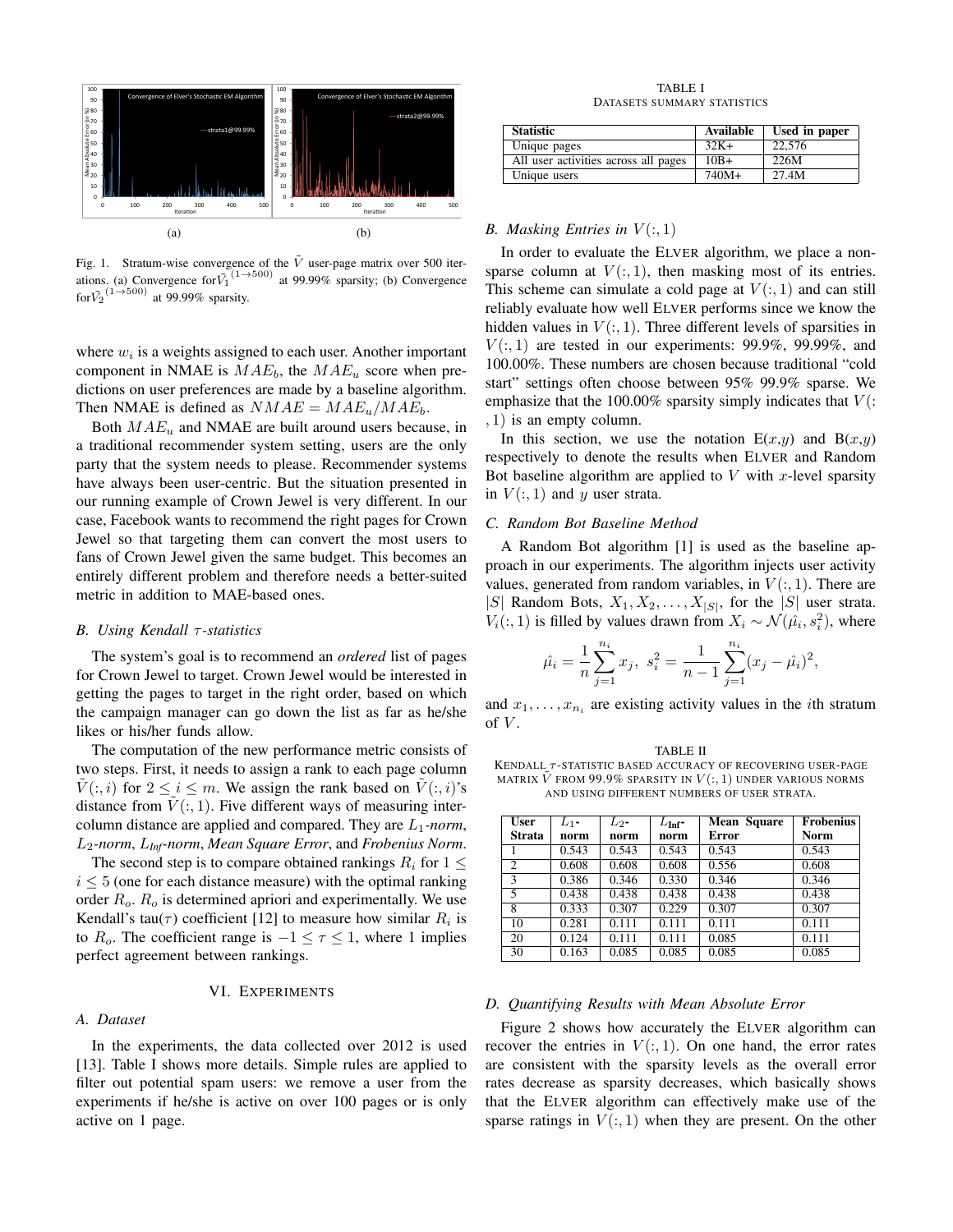Fig. 1. Stratum-wise convergence of the $\tilde{V}$ user-page matrix over 500 iterations. (a) Convergence for $\tilde{V_1}^{(1\rightarrow 500)}$ at 99.99% sparsity; (b) Convergence for $\tilde{V_2}^{(1\rightarrow 500)}$ at 99.99% sparsity.

where $w_i$ is a weights assigned to each user. Another important component in NMAE is $MAE_b$, the $MAE_u$ score when predictions on user preferences are made by a baseline algorithm. Then NMAE is defined as $NMAE = MAE_u/MAE_b$.

Both $MAE_u$ and NMAE are built around users because, in a traditional recommender system setting, users are the only party that the system needs to please. Recommender systems have always been user-centric. But the situation presented in our running example of Crown Jewel is very different. In our case, Facebook wants to recommend the right pages for Crown Jewel so that targeting them can convert the most users to fans of Crown Jewel given the same budget. This becomes an entirely different problem and therefore needs a better-suited metric in addition to MAE-based ones.

### B. Using Kendall $\tau$-statistics

The system's goal is to recommend an *ordered* list of pages for Crown Jewel to target. Crown Jewel would be interested in getting the pages to target in the right order, based on which the campaign manager can go down the list as far as he/she likes or his/her funds allow.

The computation of the new performance metric consists of two steps. First, it needs to assign a rank to each page column $\tilde{V}(:,i)$ for $2 \leq i \leq m$. We assign the rank based on $\tilde{V}(:,i)$'s distance from $\tilde{V}(:,1)$. Five different ways of measuring inter-column distance are applied and compared. They are $L_1$-*norm*, $L_2$-*norm*, $L_{Inf}$-*norm*, *Mean Square Error*, and *Frobenius Norm*.

The second step is to compare obtained rankings $R_i$ for $1 \leq i \leq 5$ (one for each distance measure) with the optimal ranking order $R_o$. $R_o$ is determined apriori and experimentally. We use Kendall's tau($\tau$) coefficient [12] to measure how similar $R_i$ is to $R_o$. The coefficient range is $-1 \leq \tau \leq 1$, where 1 implies perfect agreement between rankings.

## VI. Experiments

### A. Dataset

In the experiments, the data collected over 2012 is used [13]. Table I shows more details. Simple rules are applied to filter out potential spam users: we remove a user from the experiments if he/she is active on over 100 pages or is only active on 1 page.

TABLE I
DATASETS SUMMARY STATISTICS

| Statistic | Available | Used in paper |
|---|---|---|
| Unique pages | 32K+ | 22,576 |
| All user activities across all pages | 10B+ | 226M |
| Unique users | 740M+ | 27.4M |

### B. Masking Entries in $V(:,1)$

In order to evaluate the ELVER algorithm, we place a non-sparse column at $V(:,1)$, then masking most of its entries. This scheme can simulate a cold page at $V(:,1)$ and can still reliably evaluate how well ELVER performs since we know the hidden values in $V(:,1)$. Three different levels of sparsities in $V(:,1)$ are tested in our experiments: 99.9%, 99.99%, and 100.00%. These numbers are chosen because traditional "cold start" settings often choose between 95% 99.9% sparse. We emphasize that the 100.00% sparsity simply indicates that $V(:,1)$ is an empty column.

In this section, we use the notation E($x$,$y$) and B($x$,$y$) respectively to denote the results when ELVER and Random Bot baseline algorithm are applied to $V$ with $x$-level sparsity in $V(:,1)$ and $y$ user strata.

### C. Random Bot Baseline Method

A Random Bot algorithm [1] is used as the baseline approach in our experiments. The algorithm injects user activity values, generated from random variables, in $V(:,1)$. There are $|S|$ Random Bots, $X_1, X_2, \ldots, X_{|S|}$, for the $|S|$ user strata. $V_i(:,1)$ is filled by values drawn from $X_i \sim \mathcal{N}(\hat{\mu_i}, s_i^2)$, where

$$\hat{\mu_i} = \frac{1}{n}\sum_{j=1}^{n_i} x_j, \;\; s_i^2 = \frac{1}{n-1}\sum_{j=1}^{n_i}(x_j - \hat{\mu_i})^2,$$

and $x_1, \ldots, x_{n_i}$ are existing activity values in the $i$th stratum of $V$.

TABLE II
KENDALL $\tau$-STATISTIC BASED ACCURACY OF RECOVERING USER-PAGE MATRIX $\tilde{V}$ FROM 99.9% SPARSITY IN $V(:,1)$ UNDER VARIOUS NORMS AND USING DIFFERENT NUMBERS OF USER STRATA.

| User Strata | $L_1$-norm | $L_2$-norm | $L_{Inf}$-norm | Mean Square Error | Frobenius Norm |
|---|---|---|---|---|---|
| 1 | 0.543 | 0.543 | 0.543 | 0.543 | 0.543 |
| 2 | 0.608 | 0.608 | 0.608 | 0.556 | 0.608 |
| 3 | 0.386 | 0.346 | 0.330 | 0.346 | 0.346 |
| 5 | 0.438 | 0.438 | 0.438 | 0.438 | 0.438 |
| 8 | 0.333 | 0.307 | 0.229 | 0.307 | 0.307 |
| 10 | 0.281 | 0.111 | 0.111 | 0.111 | 0.111 |
| 20 | 0.124 | 0.111 | 0.111 | 0.085 | 0.111 |
| 30 | 0.163 | 0.085 | 0.085 | 0.085 | 0.085 |

### D. Quantifying Results with Mean Absolute Error

Figure 2 shows how accurately the ELVER algorithm can recover the entries in $V(:,1)$. On one hand, the error rates are consistent with the sparsity levels as the overall error rates decrease as sparsity decreases, which basically shows that the ELVER algorithm can effectively make use of the sparse ratings in $V(:,1)$ when they are present. On the other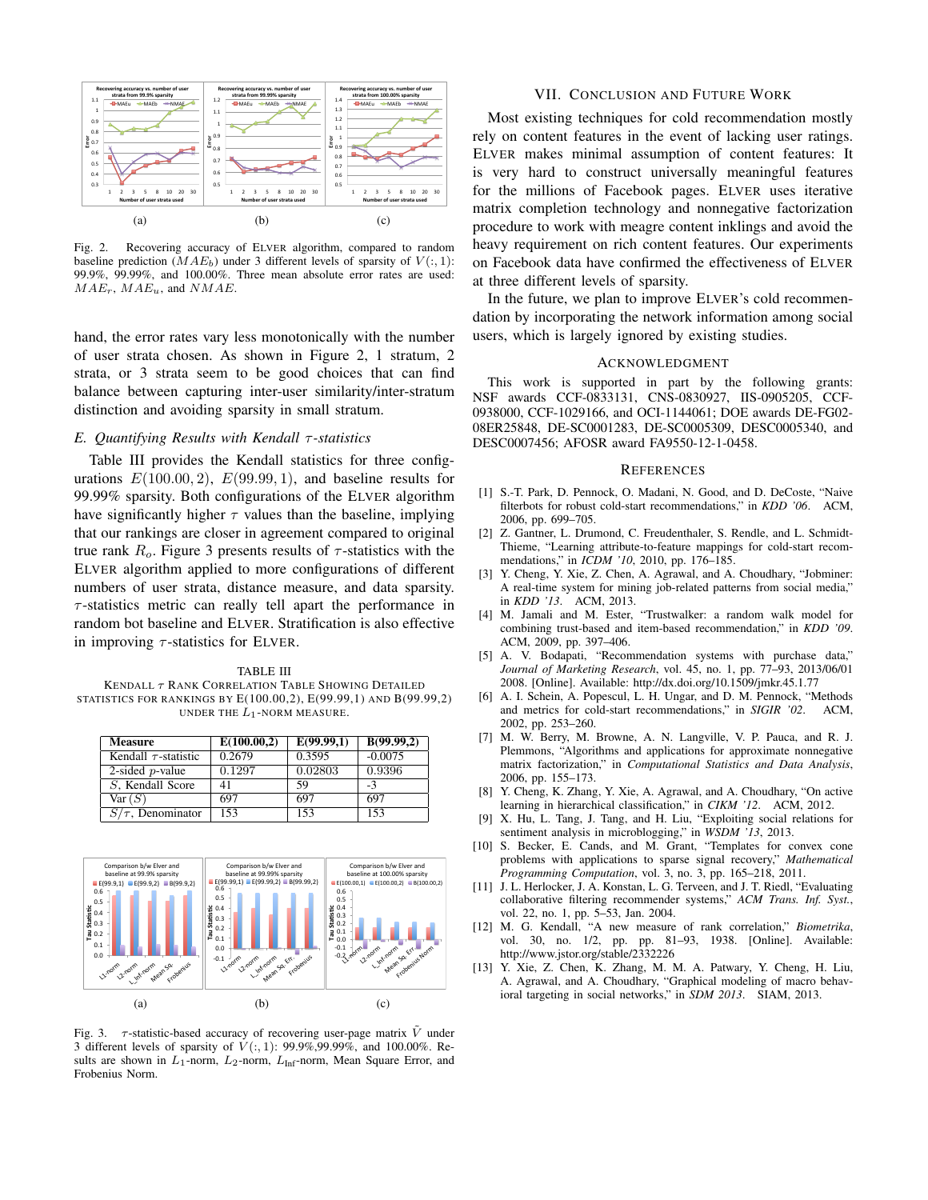Recovering accuracy vs. number of user strata from 99.9% sparsity

MAEu MAEb NMAE

Error

Number of user strata used

(a)

Recovering accuracy vs. number of user strata from 99.99% sparsity

MAEu MAEb NMAE

Error

Number of user strata used

(b)

Recovering accuracy vs. number of user strata from 100.00% sparsity

MAEu MAEb NMAE

Error

Number of user strata used

(c)

Fig. 2. Recovering accuracy of ELVER algorithm, compared to random baseline prediction ($MAE_b$) under 3 different levels of sparsity of $V(:,1)$: 99.9%, 99.99%, and 100.00%. Three mean absolute error rates are used: $MAE_r$, $MAE_u$, and $NMAE$.

hand, the error rates vary less monotonically with the number of user strata chosen. As shown in Figure 2, 1 stratum, 2 strata, or 3 strata seem to be good choices that can find balance between capturing inter-user similarity/inter-stratum distinction and avoiding sparsity in small stratum.

### E. Quantifying Results with Kendall $\tau$-statistics

Table III provides the Kendall statistics for three configurations $E(100.00, 2)$, $E(99.99, 1)$, and baseline results for 99.99% sparsity. Both configurations of the ELVER algorithm have significantly higher $\tau$ values than the baseline, implying that our rankings are closer in agreement compared to original true rank $R_o$. Figure 3 presents results of $\tau$-statistics with the ELVER algorithm applied to more configurations of different numbers of user strata, distance measure, and data sparsity. $\tau$-statistics metric can really tell apart the performance in random bot baseline and ELVER. Stratification is also effective in improving $\tau$-statistics for ELVER.

TABLE III
KENDALL $\tau$ RANK CORRELATION TABLE SHOWING DETAILED STATISTICS FOR RANKINGS BY E(100.00,2), E(99.99,1) AND B(99.99,2) UNDER THE $L_1$-NORM MEASURE.

| Measure | E(100.00,2) | E(99.99,1) | B(99.99,2) |
|---|---|---|---|
| Kendall $\tau$-statistic | 0.2679 | 0.3595 | -0.0075 |
| 2-sided $p$-value | 0.1297 | 0.02803 | 0.9396 |
| $S$, Kendall Score | 41 | 59 | -3 |
| Var $(S)$ | 697 | 697 | 697 |
| $S/\tau$, Denominator | 153 | 153 | 153 |

Comparison b/w Elver and baseline at 99.9% sparsity

E(99.9,1) E(99.9,2) B(99.9,2)

Tau Statistic

L1-norm L2-norm L_inf-norm Mean Sq. Frobenius

(a)

Comparison b/w Elver and baseline at 99.99% sparsity

E(99.99,1) E(99.99,2) B(99.99,2)

Tau Statistic

L1-norm L2-norm L_inf-norm Mean Sq. Err. Frobenius

(b)

Comparison b/w Elver and baseline at 100.00% sparsity

E(100.00,1) E(100.00,2) B(100.00,2)

Tau Statistic

L1-norm L2-norm L_inf-norm Mean Sq. Err. Frobenius Norm

(c)

Fig. 3. $\tau$-statistic-based accuracy of recovering user-page matrix $\tilde{V}$ under 3 different levels of sparsity of $V(:,1)$: 99.9%,99.99%, and 100.00%. Results are shown in $L_1$-norm, $L_2$-norm, $L_{\text{Inf}}$-norm, Mean Square Error, and Frobenius Norm.

## VII. CONCLUSION AND FUTURE WORK

Most existing techniques for cold recommendation mostly rely on content features in the event of lacking user ratings. ELVER makes minimal assumption of content features: It is very hard to construct universally meaningful features for the millions of Facebook pages. ELVER uses iterative matrix completion technology and nonnegative factorization procedure to work with meagre content inklings and avoid the heavy requirement on rich content features. Our experiments on Facebook data have confirmed the effectiveness of ELVER at three different levels of sparsity.

In the future, we plan to improve ELVER's cold recommendation by incorporating the network information among social users, which is largely ignored by existing studies.

## ACKNOWLEDGMENT

This work is supported in part by the following grants: NSF awards CCF-0833131, CNS-0830927, IIS-0905205, CCF-0938000, CCF-1029166, and OCI-1144061; DOE awards DE-FG02-08ER25848, DE-SC0001283, DE-SC0005309, DESC0005340, and DESC0007456; AFOSR award FA9550-12-1-0458.

## REFERENCES

[1] S.-T. Park, D. Pennock, O. Madani, N. Good, and D. DeCoste, "Naive filterbots for robust cold-start recommendations," in *KDD '06*. ACM, 2006, pp. 699–705.

[2] Z. Gantner, L. Drumond, C. Freudenthaler, S. Rendle, and L. Schmidt-Thieme, "Learning attribute-to-feature mappings for cold-start recommendations," in *ICDM '10*, 2010, pp. 176–185.

[3] Y. Cheng, Y. Xie, Z. Chen, A. Agrawal, and A. Choudhary, "Jobminer: A real-time system for mining job-related patterns from social media," in *KDD '13*. ACM, 2013.

[4] M. Jamali and M. Ester, "Trustwalker: a random walk model for combining trust-based and item-based recommendation," in *KDD '09*. ACM, 2009, pp. 397–406.

[5] A. V. Bodapati, "Recommendation systems with purchase data," *Journal of Marketing Research*, vol. 45, no. 1, pp. 77–93, 2013/06/01 2008. [Online]. Available: http://dx.doi.org/10.1509/jmkr.45.1.77

[6] A. I. Schein, A. Popescul, L. H. Ungar, and D. M. Pennock, "Methods and metrics for cold-start recommendations," in *SIGIR '02*. ACM, 2002, pp. 253–260.

[7] M. W. Berry, M. Browne, A. N. Langville, V. P. Pauca, and R. J. Plemmons, "Algorithms and applications for approximate nonnegative matrix factorization," in *Computational Statistics and Data Analysis*, 2006, pp. 155–173.

[8] Y. Cheng, K. Zhang, Y. Xie, A. Agrawal, and A. Choudhary, "On active learning in hierarchical classification," in *CIKM '12*. ACM, 2012.

[9] X. Hu, L. Tang, J. Tang, and H. Liu, "Exploiting social relations for sentiment analysis in microblogging," in *WSDM '13*, 2013.

[10] S. Becker, E. Cands, and M. Grant, "Templates for convex cone problems with applications to sparse signal recovery," *Mathematical Programming Computation*, vol. 3, no. 3, pp. 165–218, 2011.

[11] J. L. Herlocker, J. A. Konstan, L. G. Terveen, and J. T. Riedl, "Evaluating collaborative filtering recommender systems," *ACM Trans. Inf. Syst.*, vol. 22, no. 1, pp. 5–53, Jan. 2004.

[12] M. G. Kendall, "A new measure of rank correlation," *Biometrika*, vol. 30, no. 1/2, pp. pp. 81–93, 1938. [Online]. Available: http://www.jstor.org/stable/2332226

[13] Y. Xie, Z. Chen, K. Zhang, M. M. A. Patwary, Y. Cheng, H. Liu, A. Agrawal, and A. Choudhary, "Graphical modeling of macro behavioral targeting in social networks," in *SDM 2013*. SIAM, 2013.